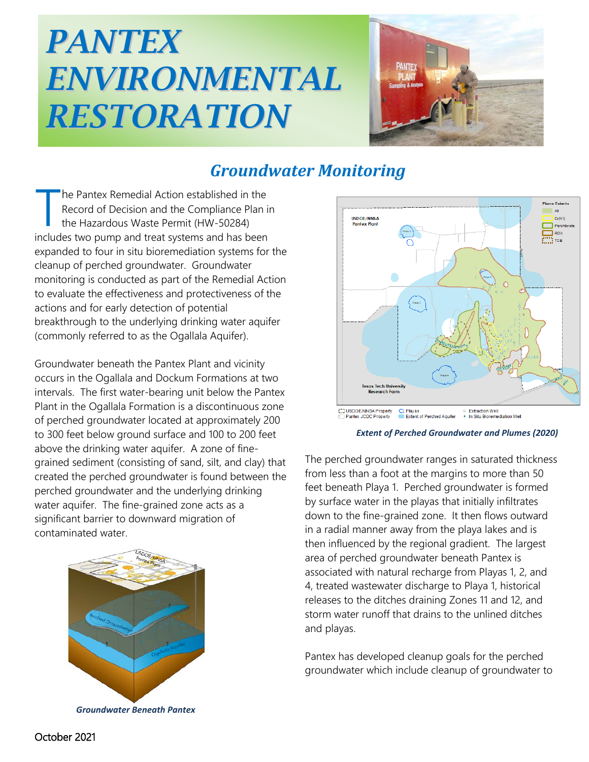# PANTEX ENVIRONMENTAL RESTORATION

## Groundwater Monitoring

The Pantex Remedial Action established in the Record of Decision and the Compliance Plan in the Hazardous Waste Permit (HW-50284) includes two pump and treat systems and has been expanded to four in situ bioremediation systems for the cleanup of perched groundwater. Groundwater monitoring is conducted as part of the Remedial Action to evaluate the effectiveness and protectiveness of the actions and for early detection of potential breakthrough to the underlying drinking water aquifer (commonly referred to as the Ogallala Aquifer).

Groundwater beneath the Pantex Plant and vicinity occurs in the Ogallala and Dockum Formations at two intervals. The first water-bearing unit below the Pantex Plant in the Ogallala Formation is a discontinuous zone of perched groundwater located at approximately 200 to 300 feet below ground surface and 100 to 200 feet above the drinking water aquifer. A zone of fine-grained sediment (consisting of sand, silt, and clay) that created the perched groundwater is found between the perched groundwater and the underlying drinking water aquifer. The fine-grained zone acts as a significant barrier to downward migration of contaminated water.

*Groundwater Beneath Pantex*

*Extent of Perched Groundwater and Plumes (2020)*

The perched groundwater ranges in saturated thickness from less than a foot at the margins to more than 50 feet beneath Playa 1. Perched groundwater is formed by surface water in the playas that initially infiltrates down to the fine-grained zone. It then flows outward in a radial manner away from the playa lakes and is then influenced by the regional gradient. The largest area of perched groundwater beneath Pantex is associated with natural recharge from Playas 1, 2, and 4, treated wastewater discharge to Playa 1, historical releases to the ditches draining Zones 11 and 12, and storm water runoff that drains to the unlined ditches and playas.

Pantex has developed cleanup goals for the perched groundwater which include cleanup of groundwater to

October 2021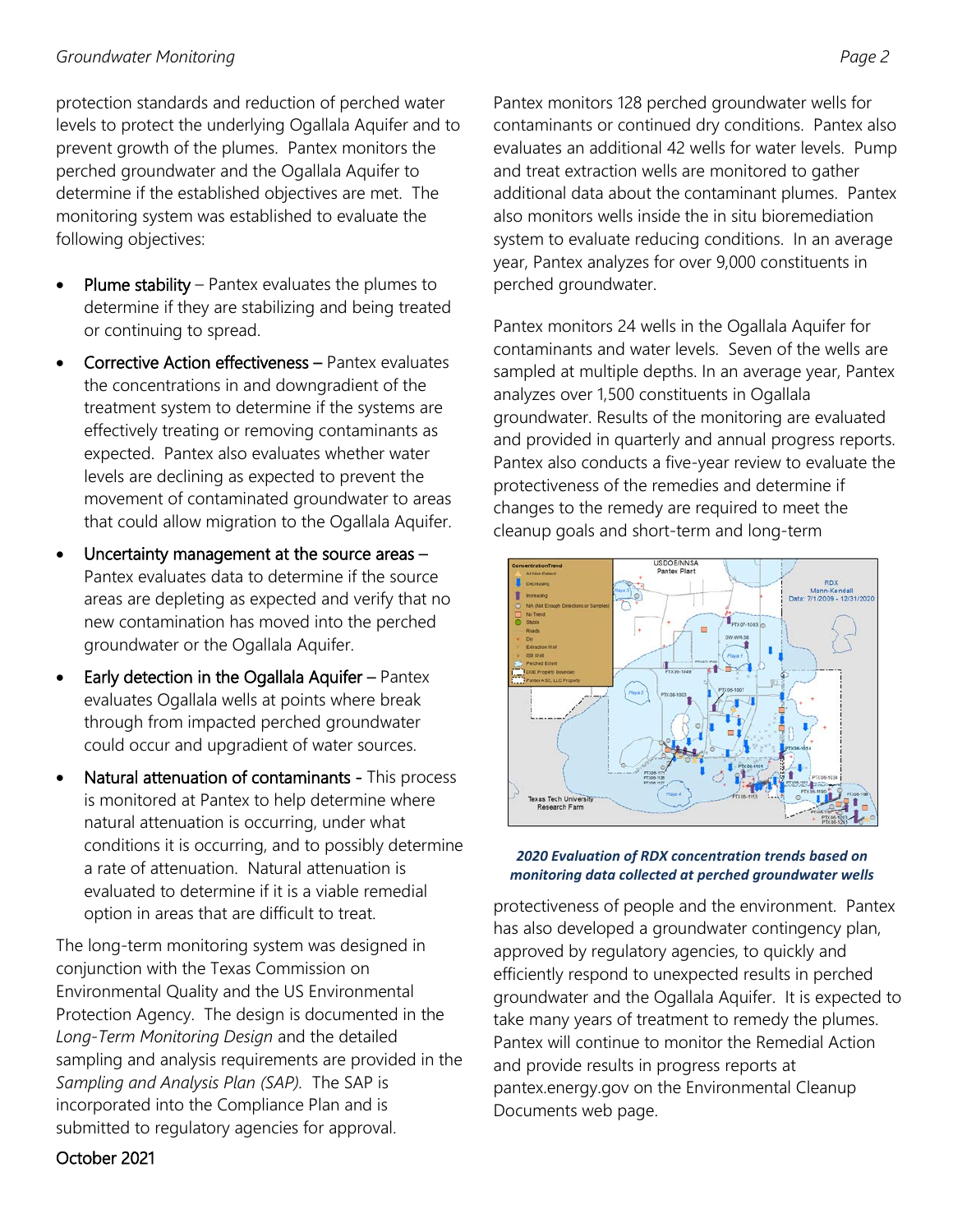protection standards and reduction of perched water levels to protect the underlying Ogallala Aquifer and to prevent growth of the plumes. Pantex monitors the perched groundwater and the Ogallala Aquifer to determine if the established objectives are met. The monitoring system was established to evaluate the following objectives:

- Plume stability – Pantex evaluates the plumes to determine if they are stabilizing and being treated or continuing to spread.
- Corrective Action effectiveness – Pantex evaluates the concentrations in and downgradient of the treatment system to determine if the systems are effectively treating or removing contaminants as expected. Pantex also evaluates whether water levels are declining as expected to prevent the movement of contaminated groundwater to areas that could allow migration to the Ogallala Aquifer.
- Uncertainty management at the source areas – Pantex evaluates data to determine if the source areas are depleting as expected and verify that no new contamination has moved into the perched groundwater or the Ogallala Aquifer.
- Early detection in the Ogallala Aquifer – Pantex evaluates Ogallala wells at points where break through from impacted perched groundwater could occur and upgradient of water sources.
- Natural attenuation of contaminants - This process is monitored at Pantex to help determine where natural attenuation is occurring, under what conditions it is occurring, and to possibly determine a rate of attenuation. Natural attenuation is evaluated to determine if it is a viable remedial option in areas that are difficult to treat.

The long-term monitoring system was designed in conjunction with the Texas Commission on Environmental Quality and the US Environmental Protection Agency. The design is documented in the *Long-Term Monitoring Design* and the detailed sampling and analysis requirements are provided in the *Sampling and Analysis Plan (SAP).* The SAP is incorporated into the Compliance Plan and is submitted to regulatory agencies for approval.

Pantex monitors 128 perched groundwater wells for contaminants or continued dry conditions. Pantex also evaluates an additional 42 wells for water levels. Pump and treat extraction wells are monitored to gather additional data about the contaminant plumes. Pantex also monitors wells inside the in situ bioremediation system to evaluate reducing conditions. In an average year, Pantex analyzes for over 9,000 constituents in perched groundwater.

Pantex monitors 24 wells in the Ogallala Aquifer for contaminants and water levels. Seven of the wells are sampled at multiple depths. In an average year, Pantex analyzes over 1,500 constituents in Ogallala groundwater. Results of the monitoring are evaluated and provided in quarterly and annual progress reports. Pantex also conducts a five-year review to evaluate the protectiveness of the remedies and determine if changes to the remedy are required to meet the cleanup goals and short-term and long-term protectiveness of people and the environment. Pantex has also developed a groundwater contingency plan, approved by regulatory agencies, to quickly and efficiently respond to unexpected results in perched groundwater and the Ogallala Aquifer. It is expected to take many years of treatment to remedy the plumes. Pantex will continue to monitor the Remedial Action and provide results in progress reports at pantex.energy.gov on the Environmental Cleanup Documents web page.

***2020 Evaluation of RDX concentration trends based on monitoring data collected at perched groundwater wells***

October 2021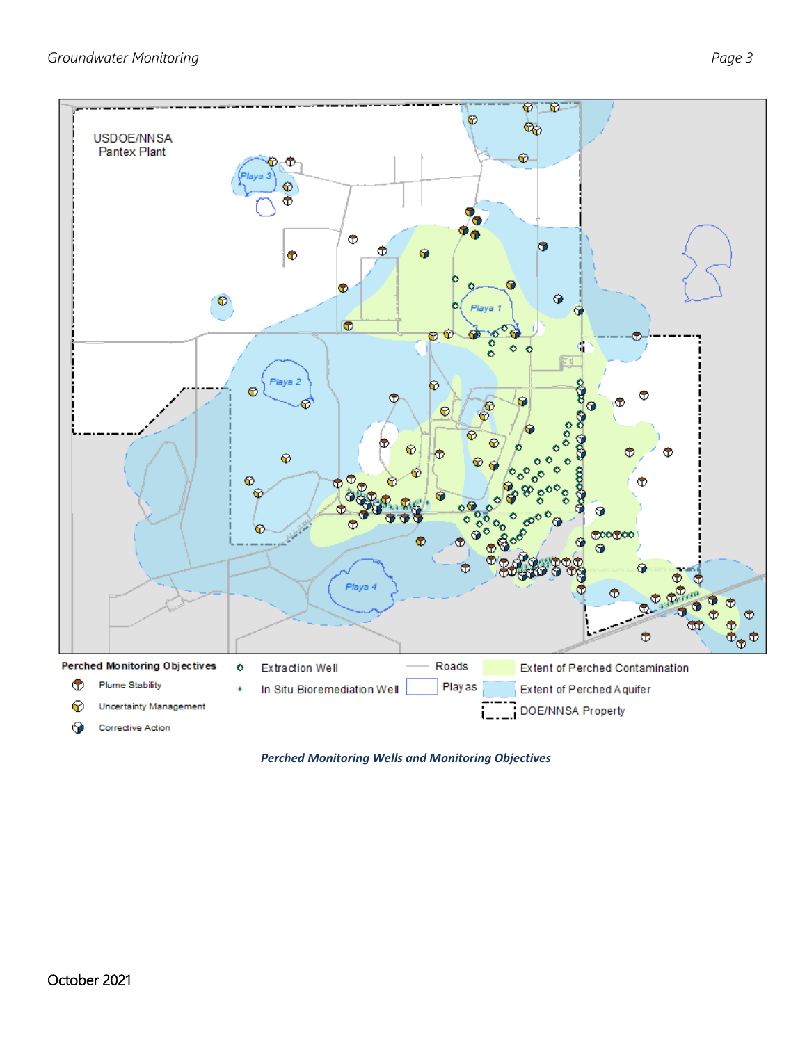USDOE/NNSA
Pantex Plant

Playa 3

Playa 1

Playa 2

Playa 4

**Perched Monitoring Objectives**

- Plume Stability
- Uncertainty Management
- Corrective Action

- Extraction Well
- In Situ Bioremediation Well
- Roads
- Playas
- Extent of Perched Contamination
- Extent of Perched Aquifer
- DOE/NNSA Property

***Perched Monitoring Wells and Monitoring Objectives***

October 2021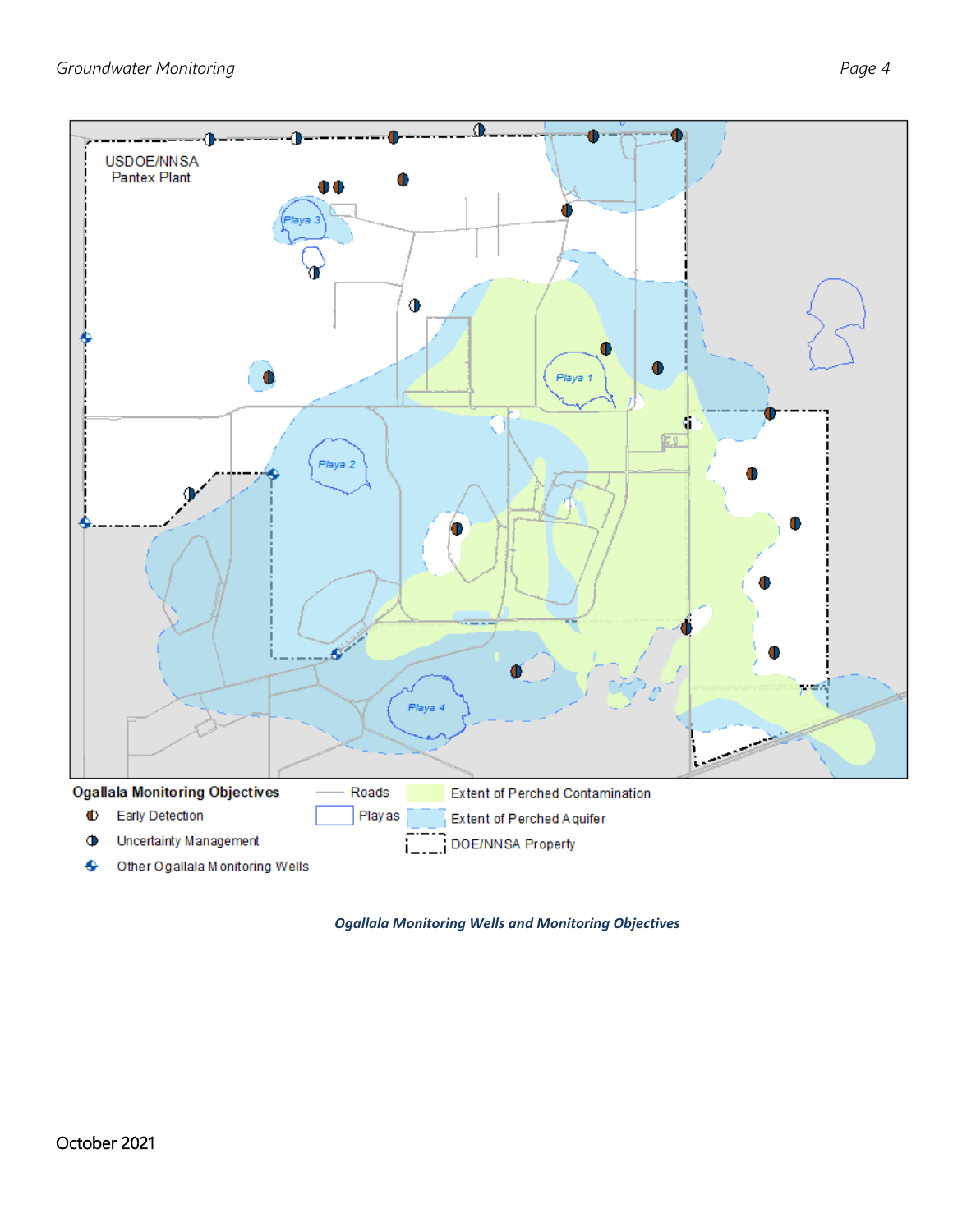USDOE/NNSA
Pantex Plant

Playa 3

Playa 1

Playa 2

Playa 4

Ogallala Monitoring Objectives

Early Detection

Uncertainty Management

Other Ogallala Monitoring Wells

Roads

Playas

Extent of Perched Contamination

Extent of Perched Aquifer

DOE/NNSA Property

*Ogallala Monitoring Wells and Monitoring Objectives*

October 2021